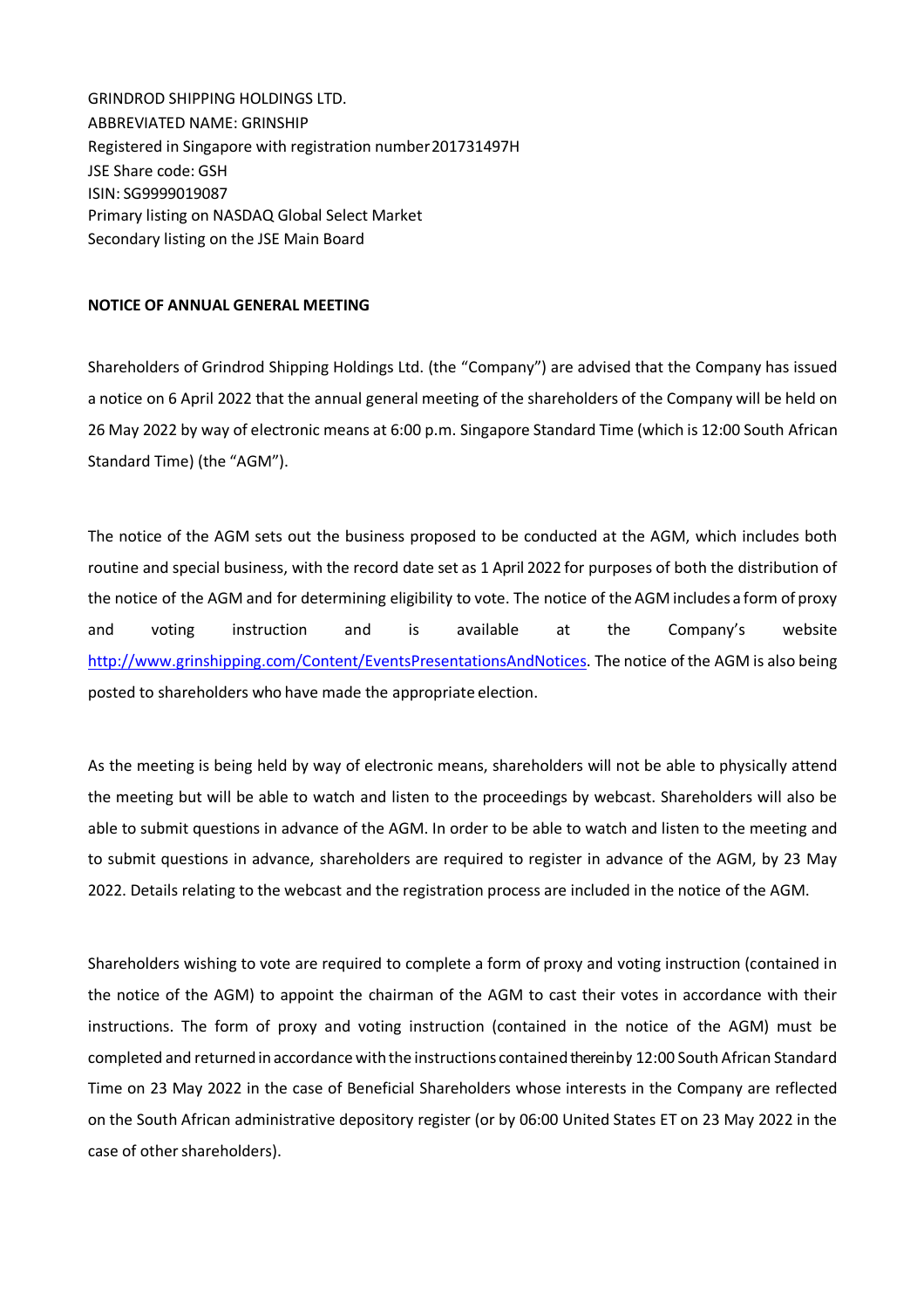GRINDROD SHIPPING HOLDINGS LTD.
ABBREVIATED NAME: GRINSHIP
Registered in Singapore with registration number 201731497H
JSE Share code: GSH
ISIN: SG9999019087
Primary listing on NASDAQ Global Select Market
Secondary listing on the JSE Main Board

**NOTICE OF ANNUAL GENERAL MEETING**

Shareholders of Grindrod Shipping Holdings Ltd. (the "Company") are advised that the Company has issued a notice on 6 April 2022 that the annual general meeting of the shareholders of the Company will be held on 26 May 2022 by way of electronic means at 6:00 p.m. Singapore Standard Time (which is 12:00 South African Standard Time) (the "AGM").

The notice of the AGM sets out the business proposed to be conducted at the AGM, which includes both routine and special business, with the record date set as 1 April 2022 for purposes of both the distribution of the notice of the AGM and for determining eligibility to vote. The notice of the AGM includes a form of proxy and voting instruction and is available at the Company's website [http://www.grinshipping.com/Content/EventsPresentationsAndNotices](http://www.grinshipping.com/Content/EventsPresentationsAndNotices). The notice of the AGM is also being posted to shareholders who have made the appropriate election.

As the meeting is being held by way of electronic means, shareholders will not be able to physically attend the meeting but will be able to watch and listen to the proceedings by webcast. Shareholders will also be able to submit questions in advance of the AGM. In order to be able to watch and listen to the meeting and to submit questions in advance, shareholders are required to register in advance of the AGM, by 23 May 2022. Details relating to the webcast and the registration process are included in the notice of the AGM.

Shareholders wishing to vote are required to complete a form of proxy and voting instruction (contained in the notice of the AGM) to appoint the chairman of the AGM to cast their votes in accordance with their instructions. The form of proxy and voting instruction (contained in the notice of the AGM) must be completed and returned in accordance with the instructions contained therein by 12:00 South African Standard Time on 23 May 2022 in the case of Beneficial Shareholders whose interests in the Company are reflected on the South African administrative depository register (or by 06:00 United States ET on 23 May 2022 in the case of other shareholders).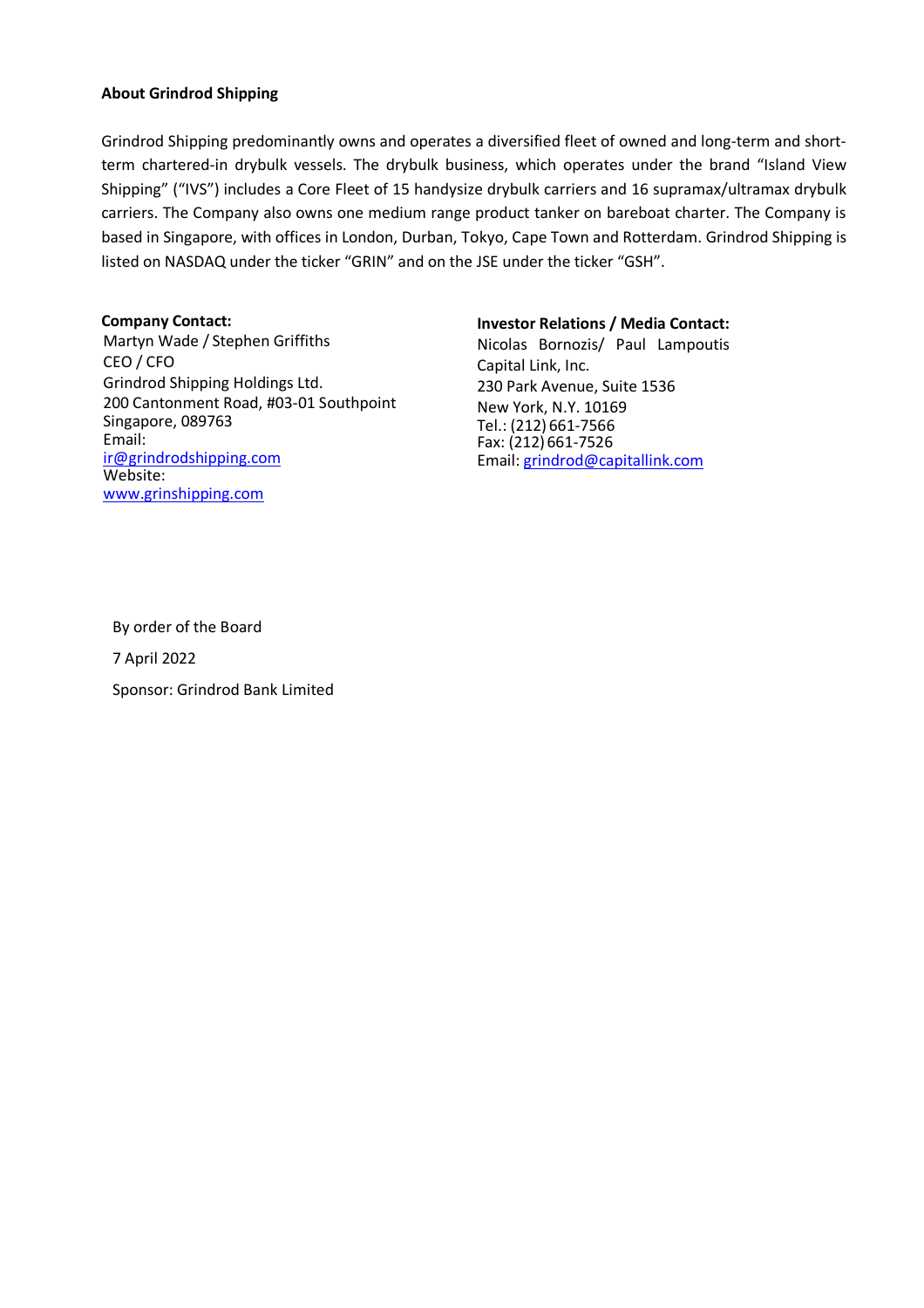**About Grindrod Shipping**

Grindrod Shipping predominantly owns and operates a diversified fleet of owned and long-term and short-term chartered-in drybulk vessels. The drybulk business, which operates under the brand "Island View Shipping" ("IVS") includes a Core Fleet of 15 handysize drybulk carriers and 16 supramax/ultramax drybulk carriers. The Company also owns one medium range product tanker on bareboat charter. The Company is based in Singapore, with offices in London, Durban, Tokyo, Cape Town and Rotterdam. Grindrod Shipping is listed on NASDAQ under the ticker "GRIN" and on the JSE under the ticker "GSH".

**Company Contact:**
Martyn Wade / Stephen Griffiths
CEO / CFO
Grindrod Shipping Holdings Ltd.
200 Cantonment Road, #03-01 Southpoint
Singapore, 089763
Email:
ir@grindrodshipping.com
Website:
www.grinshipping.com

**Investor Relations / Media Contact:**
Nicolas Bornozis/ Paul Lampoutis
Capital Link, Inc.
230 Park Avenue, Suite 1536
New York, N.Y. 10169
Tel.: (212) 661-7566
Fax: (212) 661-7526
Email: grindrod@capitallink.com

By order of the Board

7 April 2022

Sponsor: Grindrod Bank Limited